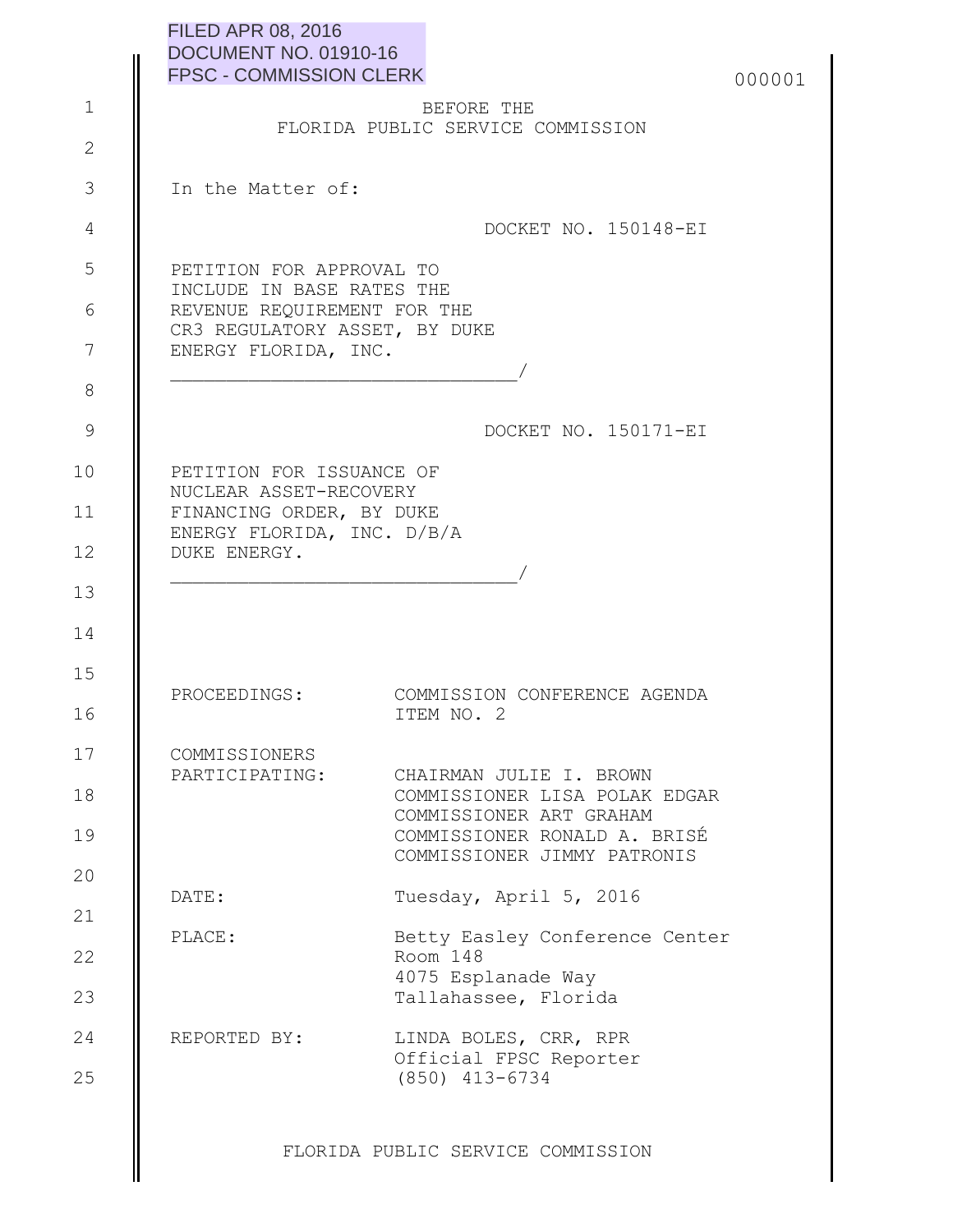FILED APR 08, 2016
DOCUMENT NO. 01910-16
FPSC - COMMISSION CLERK

BEFORE THE
FLORIDA PUBLIC SERVICE COMMISSION

In the Matter of:

DOCKET NO. 150148-EI

PETITION FOR APPROVAL TO INCLUDE IN BASE RATES THE REVENUE REQUIREMENT FOR THE CR3 REGULATORY ASSET, BY DUKE ENERGY FLORIDA, INC.
______________________________/

DOCKET NO. 150171-EI

PETITION FOR ISSUANCE OF NUCLEAR ASSET-RECOVERY FINANCING ORDER, BY DUKE ENERGY FLORIDA, INC. D/B/A DUKE ENERGY.
______________________________/

PROCEEDINGS: COMMISSION CONFERENCE AGENDA ITEM NO. 2

COMMISSIONERS PARTICIPATING:
CHAIRMAN JULIE I. BROWN
COMMISSIONER LISA POLAK EDGAR
COMMISSIONER ART GRAHAM
COMMISSIONER RONALD A. BRISÉ
COMMISSIONER JIMMY PATRONIS

DATE: Tuesday, April 5, 2016

PLACE: Betty Easley Conference Center
Room 148
4075 Esplanade Way
Tallahassee, Florida

REPORTED BY: LINDA BOLES, CRR, RPR
Official FPSC Reporter
(850) 413-6734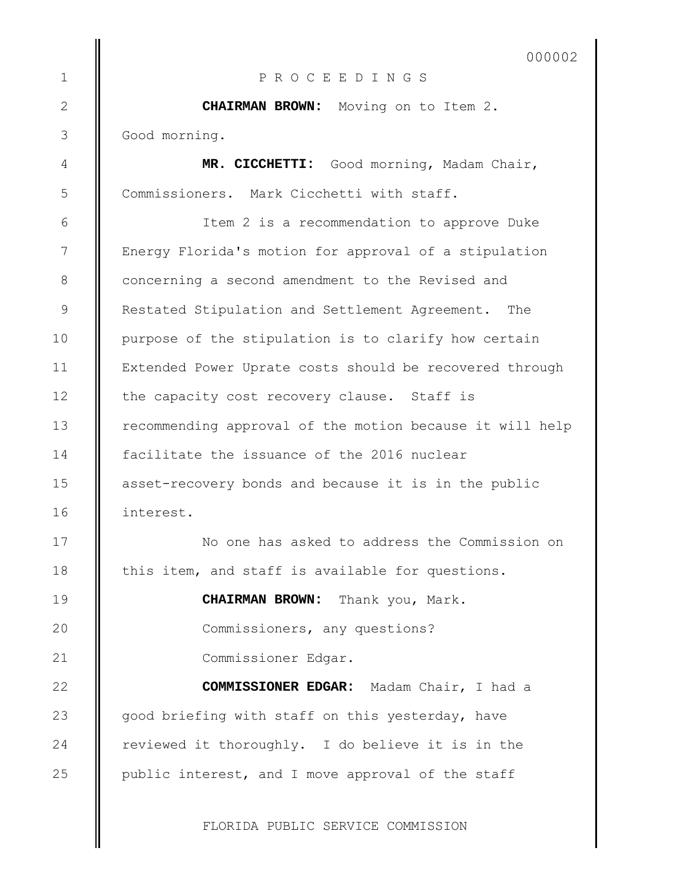P R O C E E D I N G S

**CHAIRMAN BROWN:** Moving on to Item 2. Good morning.

**MR. CICCHETTI:** Good morning, Madam Chair, Commissioners. Mark Cicchetti with staff.

Item 2 is a recommendation to approve Duke Energy Florida's motion for approval of a stipulation concerning a second amendment to the Revised and Restated Stipulation and Settlement Agreement. The purpose of the stipulation is to clarify how certain Extended Power Uprate costs should be recovered through the capacity cost recovery clause. Staff is recommending approval of the motion because it will help facilitate the issuance of the 2016 nuclear asset-recovery bonds and because it is in the public interest.

No one has asked to address the Commission on this item, and staff is available for questions.

**CHAIRMAN BROWN:** Thank you, Mark.

Commissioners, any questions?

Commissioner Edgar.

**COMMISSIONER EDGAR:** Madam Chair, I had a good briefing with staff on this yesterday, have reviewed it thoroughly. I do believe it is in the public interest, and I move approval of the staff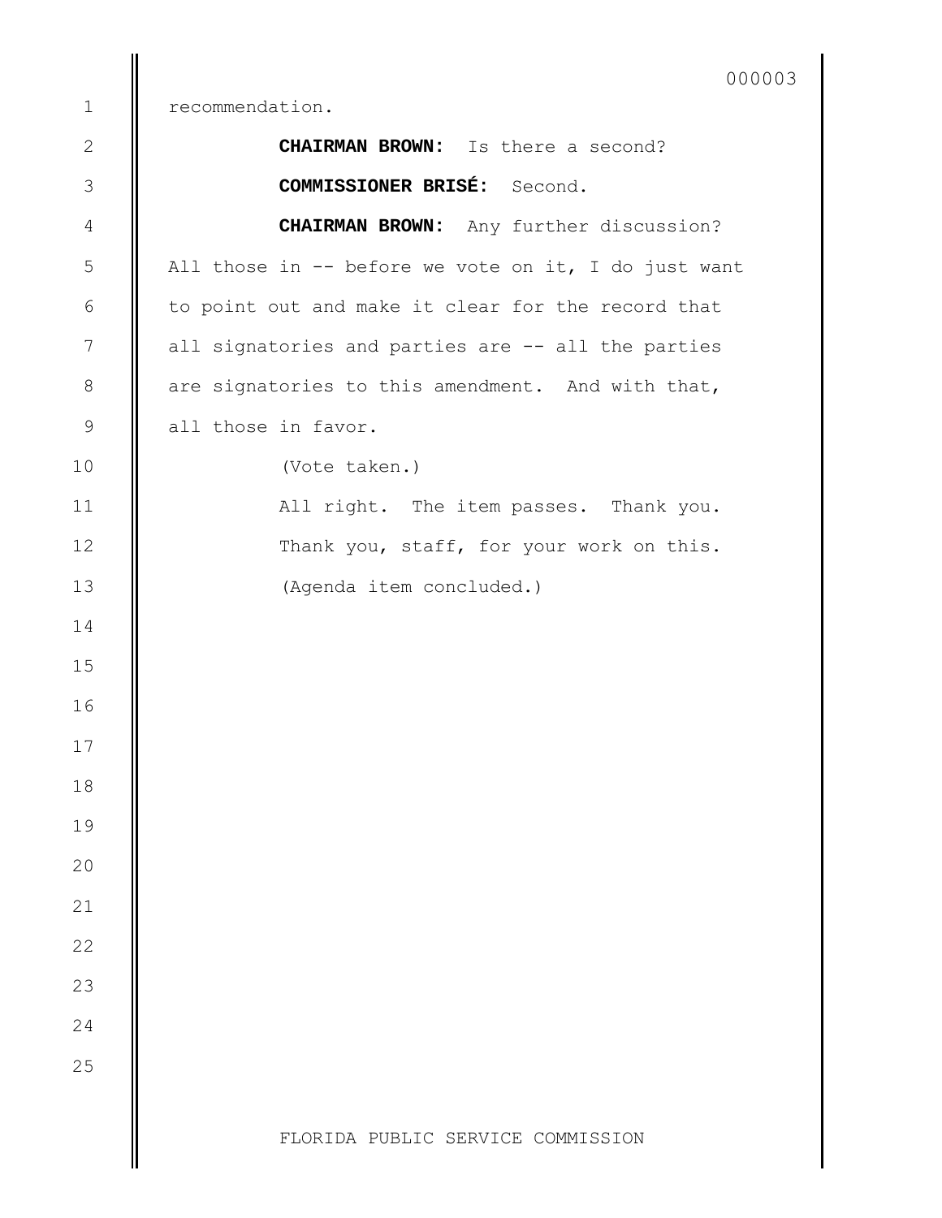recommendation.

**CHAIRMAN BROWN:** Is there a second?

**COMMISSIONER BRISÉ:** Second.

**CHAIRMAN BROWN:** Any further discussion? All those in -- before we vote on it, I do just want to point out and make it clear for the record that all signatories and parties are -- all the parties are signatories to this amendment. And with that, all those in favor.

(Vote taken.)

All right. The item passes. Thank you. Thank you, staff, for your work on this.

(Agenda item concluded.)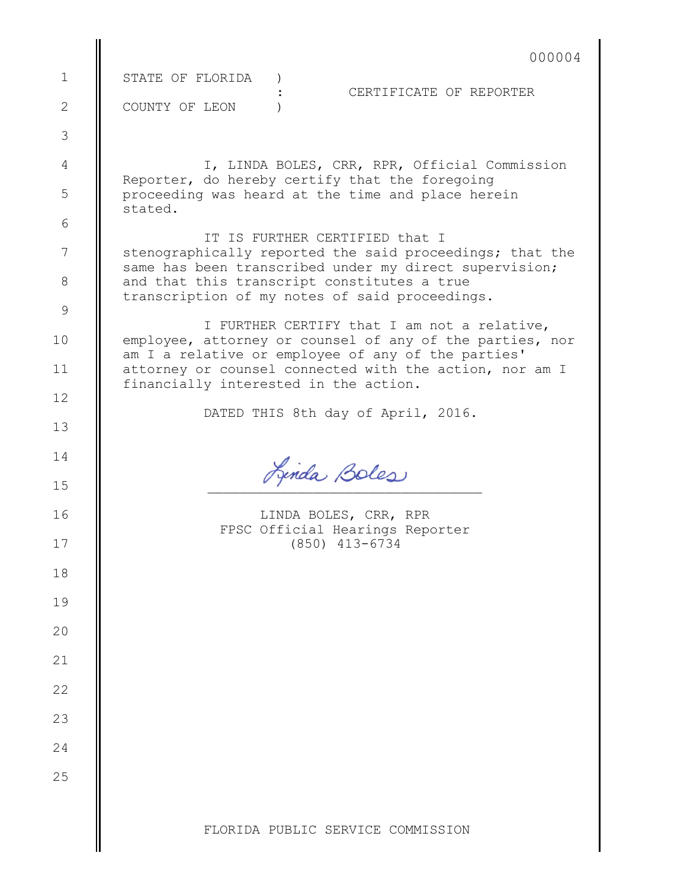STATE OF FLORIDA )
: CERTIFICATE OF REPORTER
COUNTY OF LEON )

I, LINDA BOLES, CRR, RPR, Official Commission Reporter, do hereby certify that the foregoing proceeding was heard at the time and place herein stated.

IT IS FURTHER CERTIFIED that I stenographically reported the said proceedings; that the same has been transcribed under my direct supervision; and that this transcript constitutes a true transcription of my notes of said proceedings.

I FURTHER CERTIFY that I am not a relative, employee, attorney or counsel of any of the parties, nor am I a relative or employee of any of the parties' attorney or counsel connected with the action, nor am I financially interested in the action.

DATED THIS 8th day of April, 2016.

Linda Boles

LINDA BOLES, CRR, RPR
FPSC Official Hearings Reporter
(850) 413-6734

FLORIDA PUBLIC SERVICE COMMISSION